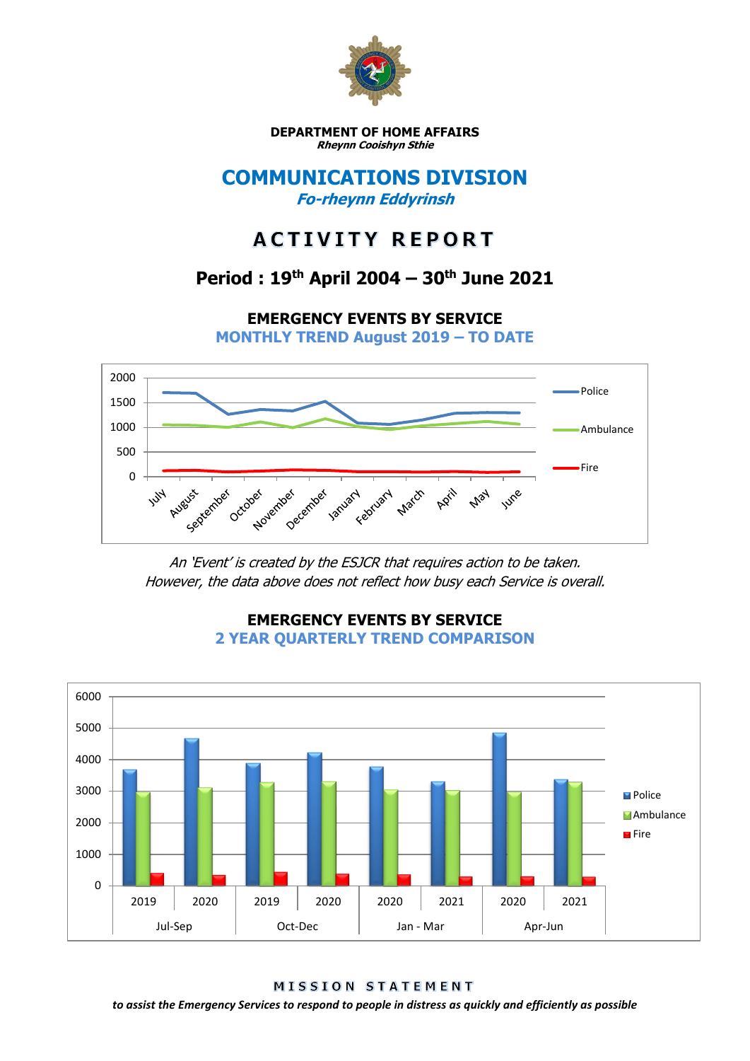**DEPARTMENT OF HOME AFFAIRS**
***Rheynn Cooishyn Sthie***

# COMMUNICATIONS DIVISION

***Fo-rheynn Eddyrinsh***

# ACTIVITY REPORT

## Period : 19th April 2004 – 30th June 2021

### EMERGENCY EVENTS BY SERVICE

**MONTHLY TREND August 2019 – TO DATE**

*An 'Event' is created by the ESJCR that requires action to be taken.*
*However, the data above does not reflect how busy each Service is overall.*

### EMERGENCY EVENTS BY SERVICE

**2 YEAR QUARTERLY TREND COMPARISON**

**MISSION STATEMENT**

***to assist the Emergency Services to respond to people in distress as quickly and efficiently as possible***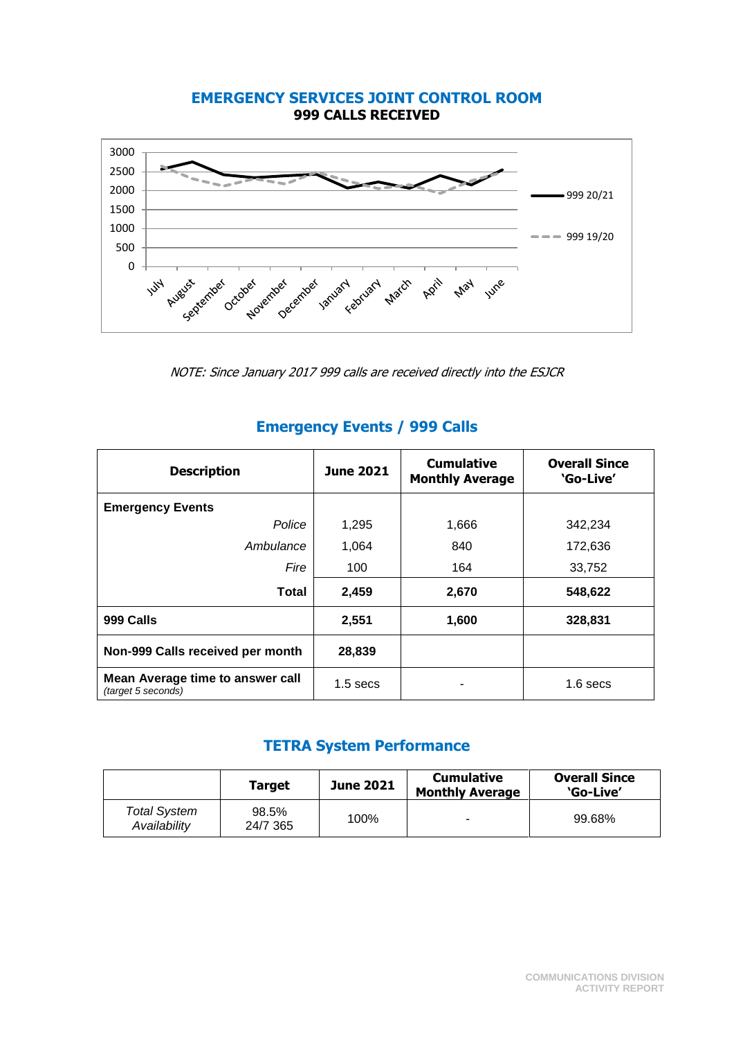## EMERGENCY SERVICES JOINT CONTROL ROOM
### 999 CALLS RECEIVED

3000
2500
2000
1500
1000
500
0

July
August
September
October
November
December
January
February
March
April
May
June

999 20/21
999 19/20

*NOTE: Since January 2017 999 calls are received directly into the ESJCR*

## Emergency Events / 999 Calls

| Description | June 2021 | Cumulative Monthly Average | Overall Since 'Go-Live' |
|---|---|---|---|
| **Emergency Events** | | | |
| *Police* | 1,295 | 1,666 | 342,234 |
| *Ambulance* | 1,064 | 840 | 172,636 |
| *Fire* | 100 | 164 | 33,752 |
| **Total** | **2,459** | **2,670** | **548,622** |
| **999 Calls** | **2,551** | **1,600** | **328,831** |
| **Non-999 Calls received per month** | **28,839** | | |
| **Mean Average time to answer call** *(target 5 seconds)* | 1.5 secs | - | 1.6 secs |

## TETRA System Performance

| | Target | June 2021 | Cumulative Monthly Average | Overall Since 'Go-Live' |
|---|---|---|---|---|
| *Total System Availability* | 98.5% 24/7 365 | 100% | - | 99.68% |